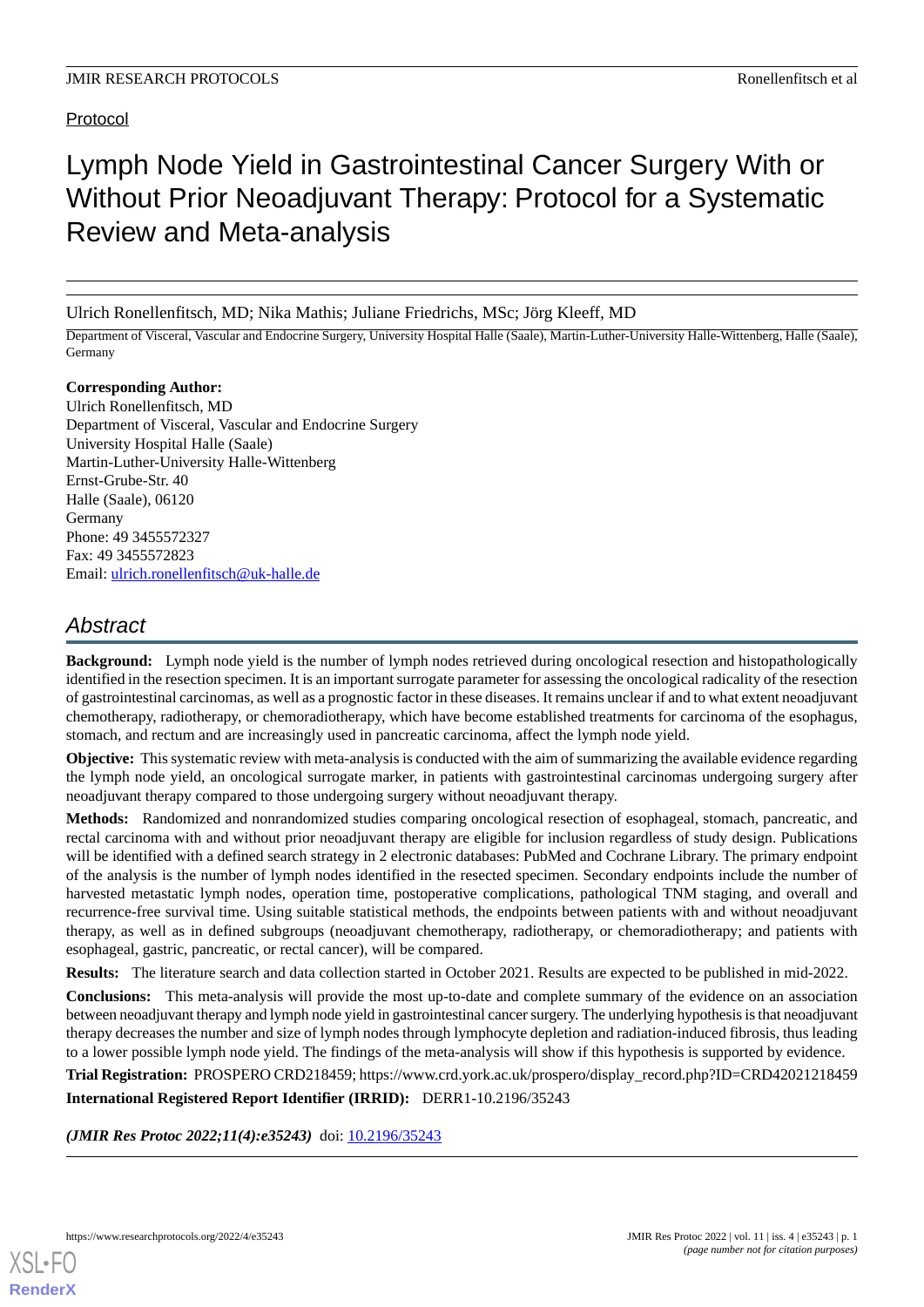Protocol

# Lymph Node Yield in Gastrointestinal Cancer Surgery With or Without Prior Neoadjuvant Therapy: Protocol for a Systematic Review and Meta-analysis

Ulrich Ronellenfitsch, MD; Nika Mathis; Juliane Friedrichs, MSc; Jörg Kleeff, MD

Department of Visceral, Vascular and Endocrine Surgery, University Hospital Halle (Saale), Martin-Luther-University Halle-Wittenberg, Halle (Saale), Germany

**Corresponding Author:**
Ulrich Ronellenfitsch, MD
Department of Visceral, Vascular and Endocrine Surgery
University Hospital Halle (Saale)
Martin-Luther-University Halle-Wittenberg
Ernst-Grube-Str. 40
Halle (Saale), 06120
Germany
Phone: 49 3455572327
Fax: 49 3455572823
Email: ulrich.ronellenfitsch@uk-halle.de

## Abstract

**Background:** Lymph node yield is the number of lymph nodes retrieved during oncological resection and histopathologically identified in the resection specimen. It is an important surrogate parameter for assessing the oncological radicality of the resection of gastrointestinal carcinomas, as well as a prognostic factor in these diseases. It remains unclear if and to what extent neoadjuvant chemotherapy, radiotherapy, or chemoradiotherapy, which have become established treatments for carcinoma of the esophagus, stomach, and rectum and are increasingly used in pancreatic carcinoma, affect the lymph node yield.

**Objective:** This systematic review with meta-analysis is conducted with the aim of summarizing the available evidence regarding the lymph node yield, an oncological surrogate marker, in patients with gastrointestinal carcinomas undergoing surgery after neoadjuvant therapy compared to those undergoing surgery without neoadjuvant therapy.

**Methods:** Randomized and nonrandomized studies comparing oncological resection of esophageal, stomach, pancreatic, and rectal carcinoma with and without prior neoadjuvant therapy are eligible for inclusion regardless of study design. Publications will be identified with a defined search strategy in 2 electronic databases: PubMed and Cochrane Library. The primary endpoint of the analysis is the number of lymph nodes identified in the resected specimen. Secondary endpoints include the number of harvested metastatic lymph nodes, operation time, postoperative complications, pathological TNM staging, and overall and recurrence-free survival time. Using suitable statistical methods, the endpoints between patients with and without neoadjuvant therapy, as well as in defined subgroups (neoadjuvant chemotherapy, radiotherapy, or chemoradiotherapy; and patients with esophageal, gastric, pancreatic, or rectal cancer), will be compared.

**Results:** The literature search and data collection started in October 2021. Results are expected to be published in mid-2022.

**Conclusions:** This meta-analysis will provide the most up-to-date and complete summary of the evidence on an association between neoadjuvant therapy and lymph node yield in gastrointestinal cancer surgery. The underlying hypothesis is that neoadjuvant therapy decreases the number and size of lymph nodes through lymphocyte depletion and radiation-induced fibrosis, thus leading to a lower possible lymph node yield. The findings of the meta-analysis will show if this hypothesis is supported by evidence.

**Trial Registration:** PROSPERO CRD218459; https://www.crd.york.ac.uk/prospero/display_record.php?ID=CRD42021218459

**International Registered Report Identifier (IRRID):** DERR1-10.2196/35243

***(JMIR Res Protoc 2022;11(4):e35243)*** doi: 10.2196/35243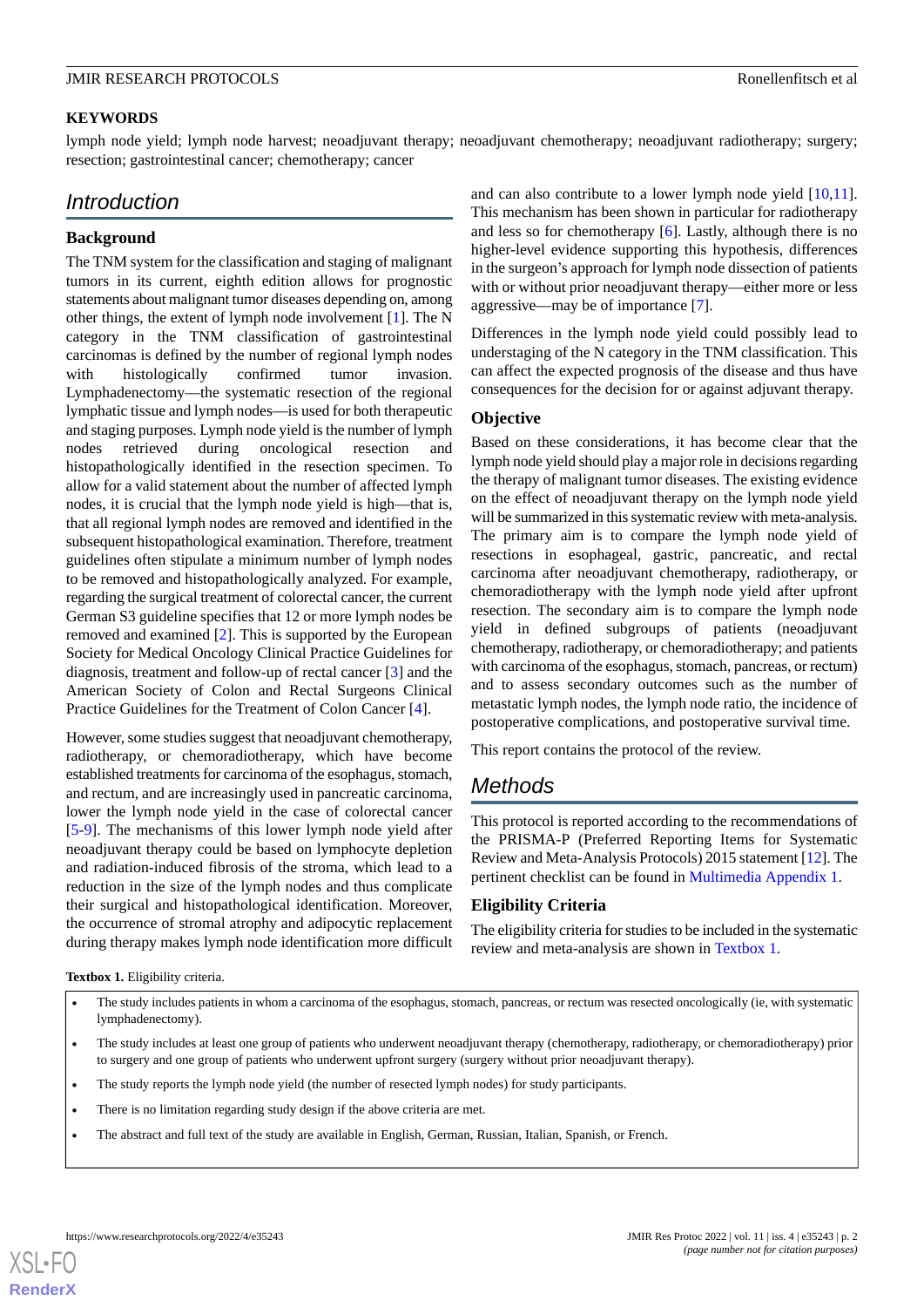## KEYWORDS

lymph node yield; lymph node harvest; neoadjuvant therapy; neoadjuvant chemotherapy; neoadjuvant radiotherapy; surgery; resection; gastrointestinal cancer; chemotherapy; cancer

# Introduction

## Background

The TNM system for the classification and staging of malignant tumors in its current, eighth edition allows for prognostic statements about malignant tumor diseases depending on, among other things, the extent of lymph node involvement [1]. The N category in the TNM classification of gastrointestinal carcinomas is defined by the number of regional lymph nodes with histologically confirmed tumor invasion. Lymphadenectomy—the systematic resection of the regional lymphatic tissue and lymph nodes—is used for both therapeutic and staging purposes. Lymph node yield is the number of lymph nodes retrieved during oncological resection and histopathologically identified in the resection specimen. To allow for a valid statement about the number of affected lymph nodes, it is crucial that the lymph node yield is high—that is, that all regional lymph nodes are removed and identified in the subsequent histopathological examination. Therefore, treatment guidelines often stipulate a minimum number of lymph nodes to be removed and histopathologically analyzed. For example, regarding the surgical treatment of colorectal cancer, the current German S3 guideline specifies that 12 or more lymph nodes be removed and examined [2]. This is supported by the European Society for Medical Oncology Clinical Practice Guidelines for diagnosis, treatment and follow-up of rectal cancer [3] and the American Society of Colon and Rectal Surgeons Clinical Practice Guidelines for the Treatment of Colon Cancer [4].

However, some studies suggest that neoadjuvant chemotherapy, radiotherapy, or chemoradiotherapy, which have become established treatments for carcinoma of the esophagus, stomach, and rectum, and are increasingly used in pancreatic carcinoma, lower the lymph node yield in the case of colorectal cancer [5-9]. The mechanisms of this lower lymph node yield after neoadjuvant therapy could be based on lymphocyte depletion and radiation-induced fibrosis of the stroma, which lead to a reduction in the size of the lymph nodes and thus complicate their surgical and histopathological identification. Moreover, the occurrence of stromal atrophy and adipocytic replacement during therapy makes lymph node identification more difficult and can also contribute to a lower lymph node yield [10,11]. This mechanism has been shown in particular for radiotherapy and less so for chemotherapy [6]. Lastly, although there is no higher-level evidence supporting this hypothesis, differences in the surgeon's approach for lymph node dissection of patients with or without prior neoadjuvant therapy—either more or less aggressive—may be of importance [7].

Differences in the lymph node yield could possibly lead to understaging of the N category in the TNM classification. This can affect the expected prognosis of the disease and thus have consequences for the decision for or against adjuvant therapy.

## Objective

Based on these considerations, it has become clear that the lymph node yield should play a major role in decisions regarding the therapy of malignant tumor diseases. The existing evidence on the effect of neoadjuvant therapy on the lymph node yield will be summarized in this systematic review with meta-analysis. The primary aim is to compare the lymph node yield of resections in esophageal, gastric, pancreatic, and rectal carcinoma after neoadjuvant chemotherapy, radiotherapy, or chemoradiotherapy with the lymph node yield after upfront resection. The secondary aim is to compare the lymph node yield in defined subgroups of patients (neoadjuvant chemotherapy, radiotherapy, or chemoradiotherapy; and patients with carcinoma of the esophagus, stomach, pancreas, or rectum) and to assess secondary outcomes such as the number of metastatic lymph nodes, the lymph node ratio, the incidence of postoperative complications, and postoperative survival time.

This report contains the protocol of the review.

# Methods

This protocol is reported according to the recommendations of the PRISMA-P (Preferred Reporting Items for Systematic Review and Meta-Analysis Protocols) 2015 statement [12]. The pertinent checklist can be found in Multimedia Appendix 1.

## Eligibility Criteria

The eligibility criteria for studies to be included in the systematic review and meta-analysis are shown in Textbox 1.

**Textbox 1.** Eligibility criteria.

- The study includes patients in whom a carcinoma of the esophagus, stomach, pancreas, or rectum was resected oncologically (ie, with systematic lymphadenectomy).
- The study includes at least one group of patients who underwent neoadjuvant therapy (chemotherapy, radiotherapy, or chemoradiotherapy) prior to surgery and one group of patients who underwent upfront surgery (surgery without prior neoadjuvant therapy).
- The study reports the lymph node yield (the number of resected lymph nodes) for study participants.
- There is no limitation regarding study design if the above criteria are met.
- The abstract and full text of the study are available in English, German, Russian, Italian, Spanish, or French.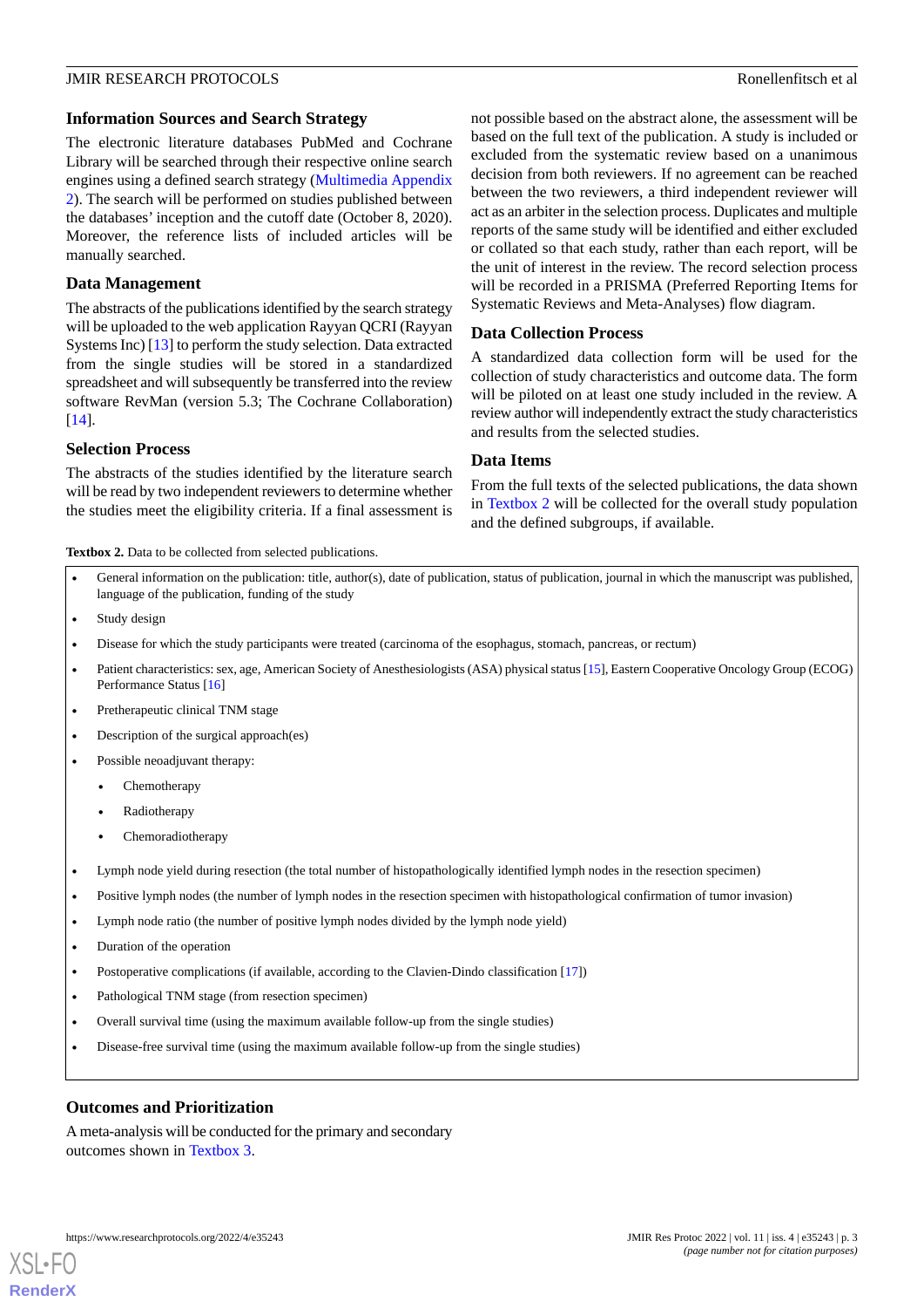## Information Sources and Search Strategy

The electronic literature databases PubMed and Cochrane Library will be searched through their respective online search engines using a defined search strategy (Multimedia Appendix 2). The search will be performed on studies published between the databases' inception and the cutoff date (October 8, 2020). Moreover, the reference lists of included articles will be manually searched.

## Data Management

The abstracts of the publications identified by the search strategy will be uploaded to the web application Rayyan QCRI (Rayyan Systems Inc) [13] to perform the study selection. Data extracted from the single studies will be stored in a standardized spreadsheet and will subsequently be transferred into the review software RevMan (version 5.3; The Cochrane Collaboration) [14].

## Selection Process

The abstracts of the studies identified by the literature search will be read by two independent reviewers to determine whether the studies meet the eligibility criteria. If a final assessment is not possible based on the abstract alone, the assessment will be based on the full text of the publication. A study is included or excluded from the systematic review based on a unanimous decision from both reviewers. If no agreement can be reached between the two reviewers, a third independent reviewer will act as an arbiter in the selection process. Duplicates and multiple reports of the same study will be identified and either excluded or collated so that each study, rather than each report, will be the unit of interest in the review. The record selection process will be recorded in a PRISMA (Preferred Reporting Items for Systematic Reviews and Meta-Analyses) flow diagram.

## Data Collection Process

A standardized data collection form will be used for the collection of study characteristics and outcome data. The form will be piloted on at least one study included in the review. A review author will independently extract the study characteristics and results from the selected studies.

## Data Items

From the full texts of the selected publications, the data shown in Textbox 2 will be collected for the overall study population and the defined subgroups, if available.

**Textbox 2.** Data to be collected from selected publications.

- General information on the publication: title, author(s), date of publication, status of publication, journal in which the manuscript was published, language of the publication, funding of the study
- Study design
- Disease for which the study participants were treated (carcinoma of the esophagus, stomach, pancreas, or rectum)
- Patient characteristics: sex, age, American Society of Anesthesiologists (ASA) physical status [15], Eastern Cooperative Oncology Group (ECOG) Performance Status [16]
- Pretherapeutic clinical TNM stage
- Description of the surgical approach(es)
- Possible neoadjuvant therapy:
  - Chemotherapy
  - Radiotherapy
  - Chemoradiotherapy
- Lymph node yield during resection (the total number of histopathologically identified lymph nodes in the resection specimen)
- Positive lymph nodes (the number of lymph nodes in the resection specimen with histopathological confirmation of tumor invasion)
- Lymph node ratio (the number of positive lymph nodes divided by the lymph node yield)
- Duration of the operation
- Postoperative complications (if available, according to the Clavien-Dindo classification [17])
- Pathological TNM stage (from resection specimen)
- Overall survival time (using the maximum available follow-up from the single studies)
- Disease-free survival time (using the maximum available follow-up from the single studies)

## Outcomes and Prioritization

A meta-analysis will be conducted for the primary and secondary outcomes shown in Textbox 3.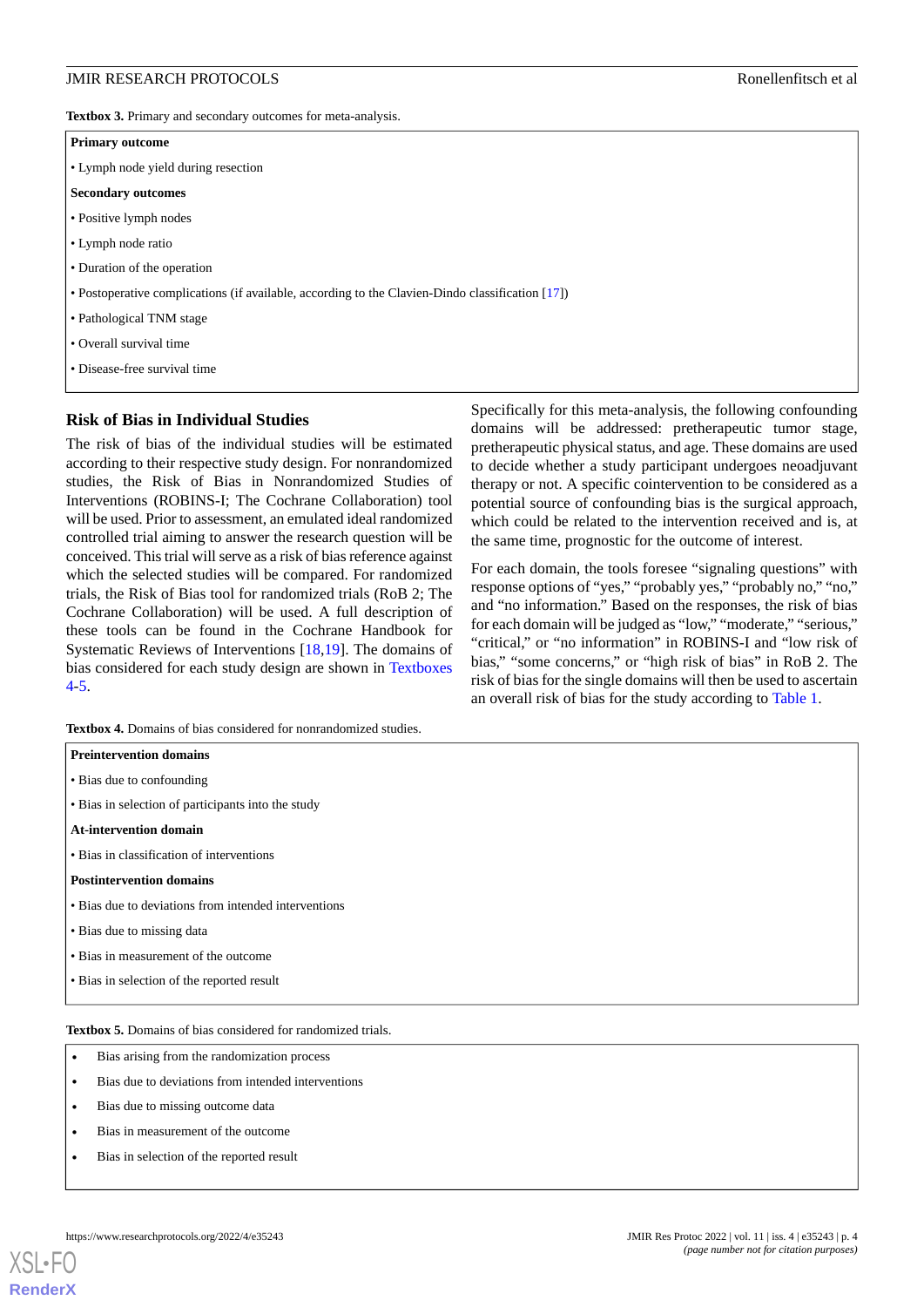**Textbox 3.** Primary and secondary outcomes for meta-analysis.

**Primary outcome**

- Lymph node yield during resection

**Secondary outcomes**

- Positive lymph nodes
- Lymph node ratio
- Duration of the operation
- Postoperative complications (if available, according to the Clavien-Dindo classification [17])
- Pathological TNM stage
- Overall survival time
- Disease-free survival time

### Risk of Bias in Individual Studies

The risk of bias of the individual studies will be estimated according to their respective study design. For nonrandomized studies, the Risk of Bias in Nonrandomized Studies of Interventions (ROBINS-I; The Cochrane Collaboration) tool will be used. Prior to assessment, an emulated ideal randomized controlled trial aiming to answer the research question will be conceived. This trial will serve as a risk of bias reference against which the selected studies will be compared. For randomized trials, the Risk of Bias tool for randomized trials (RoB 2; The Cochrane Collaboration) will be used. A full description of these tools can be found in the Cochrane Handbook for Systematic Reviews of Interventions [18,19]. The domains of bias considered for each study design are shown in Textboxes 4-5.

Specifically for this meta-analysis, the following confounding domains will be addressed: pretherapeutic tumor stage, pretherapeutic physical status, and age. These domains are used to decide whether a study participant undergoes neoadjuvant therapy or not. A specific cointervention to be considered as a potential source of confounding bias is the surgical approach, which could be related to the intervention received and is, at the same time, prognostic for the outcome of interest.

For each domain, the tools foresee "signaling questions" with response options of "yes," "probably yes," "probably no," "no," and "no information." Based on the responses, the risk of bias for each domain will be judged as "low," "moderate," "serious," "critical," or "no information" in ROBINS-I and "low risk of bias," "some concerns," or "high risk of bias" in RoB 2. The risk of bias for the single domains will then be used to ascertain an overall risk of bias for the study according to Table 1.

**Textbox 4.** Domains of bias considered for nonrandomized studies.

**Preintervention domains**

- Bias due to confounding
- Bias in selection of participants into the study

**At-intervention domain**

- Bias in classification of interventions

**Postintervention domains**

- Bias due to deviations from intended interventions
- Bias due to missing data
- Bias in measurement of the outcome
- Bias in selection of the reported result

**Textbox 5.** Domains of bias considered for randomized trials.

- Bias arising from the randomization process
- Bias due to deviations from intended interventions
- Bias due to missing outcome data
- Bias in measurement of the outcome
- Bias in selection of the reported result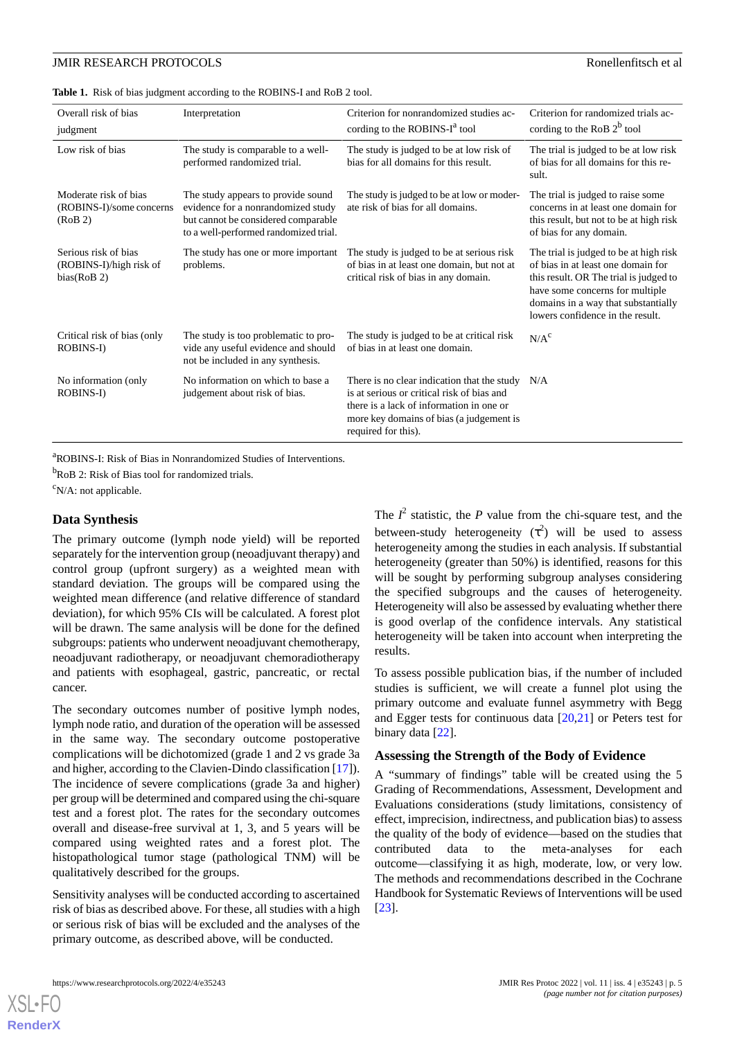**Table 1.** Risk of bias judgment according to the ROBINS-I and RoB 2 tool.

| Overall risk of bias judgment | Interpretation | Criterion for nonrandomized studies according to the ROBINS-I[a] tool | Criterion for randomized trials according to the RoB 2[b] tool |
|---|---|---|---|
| Low risk of bias | The study is comparable to a well-performed randomized trial. | The study is judged to be at low risk of bias for all domains for this result. | The trial is judged to be at low risk of bias for all domains for this result. |
| Moderate risk of bias (ROBINS-I)/some concerns (RoB 2) | The study appears to provide sound evidence for a nonrandomized study but cannot be considered comparable to a well-performed randomized trial. | The study is judged to be at low or moderate risk of bias for all domains. | The trial is judged to raise some concerns in at least one domain for this result, but not to be at high risk of bias for any domain. |
| Serious risk of bias (ROBINS-I)/high risk of bias(RoB 2) | The study has one or more important problems. | The study is judged to be at serious risk of bias in at least one domain, but not at critical risk of bias in any domain. | The trial is judged to be at high risk of bias in at least one domain for this result. OR The trial is judged to have some concerns for multiple domains in a way that substantially lowers confidence in the result. |
| Critical risk of bias (only ROBINS-I) | The study is too problematic to provide any useful evidence and should not be included in any synthesis. | The study is judged to be at critical risk of bias in at least one domain. | N/A[c] |
| No information (only ROBINS-I) | No information on which to base a judgement about risk of bias. | There is no clear indication that the study is at serious or critical risk of bias and there is a lack of information in one or more key domains of bias (a judgement is required for this). | N/A |

[a]ROBINS-I: Risk of Bias in Nonrandomized Studies of Interventions.

[b]RoB 2: Risk of Bias tool for randomized trials.

[c]N/A: not applicable.

## Data Synthesis

The primary outcome (lymph node yield) will be reported separately for the intervention group (neoadjuvant therapy) and control group (upfront surgery) as a weighted mean with standard deviation. The groups will be compared using the weighted mean difference (and relative difference of standard deviation), for which 95% CIs will be calculated. A forest plot will be drawn. The same analysis will be done for the defined subgroups: patients who underwent neoadjuvant chemotherapy, neoadjuvant radiotherapy, or neoadjuvant chemoradiotherapy and patients with esophageal, gastric, pancreatic, or rectal cancer.

The secondary outcomes number of positive lymph nodes, lymph node ratio, and duration of the operation will be assessed in the same way. The secondary outcome postoperative complications will be dichotomized (grade 1 and 2 vs grade 3a and higher, according to the Clavien-Dindo classification [17]). The incidence of severe complications (grade 3a and higher) per group will be determined and compared using the chi-square test and a forest plot. The rates for the secondary outcomes overall and disease-free survival at 1, 3, and 5 years will be compared using weighted rates and a forest plot. The histopathological tumor stage (pathological TNM) will be qualitatively described for the groups.

Sensitivity analyses will be conducted according to ascertained risk of bias as described above. For these, all studies with a high or serious risk of bias will be excluded and the analyses of the primary outcome, as described above, will be conducted.

The $I^2$ statistic, the *P* value from the chi-square test, and the between-study heterogeneity ($\tau^2$) will be used to assess heterogeneity among the studies in each analysis. If substantial heterogeneity (greater than 50%) is identified, reasons for this will be sought by performing subgroup analyses considering the specified subgroups and the causes of heterogeneity. Heterogeneity will also be assessed by evaluating whether there is good overlap of the confidence intervals. Any statistical heterogeneity will be taken into account when interpreting the results.

To assess possible publication bias, if the number of included studies is sufficient, we will create a funnel plot using the primary outcome and evaluate funnel asymmetry with Begg and Egger tests for continuous data [20,21] or Peters test for binary data [22].

## Assessing the Strength of the Body of Evidence

A "summary of findings" table will be created using the 5 Grading of Recommendations, Assessment, Development and Evaluations considerations (study limitations, consistency of effect, imprecision, indirectness, and publication bias) to assess the quality of the body of evidence—based on the studies that contributed data to the meta-analyses for each outcome—classifying it as high, moderate, low, or very low. The methods and recommendations described in the Cochrane Handbook for Systematic Reviews of Interventions will be used [23].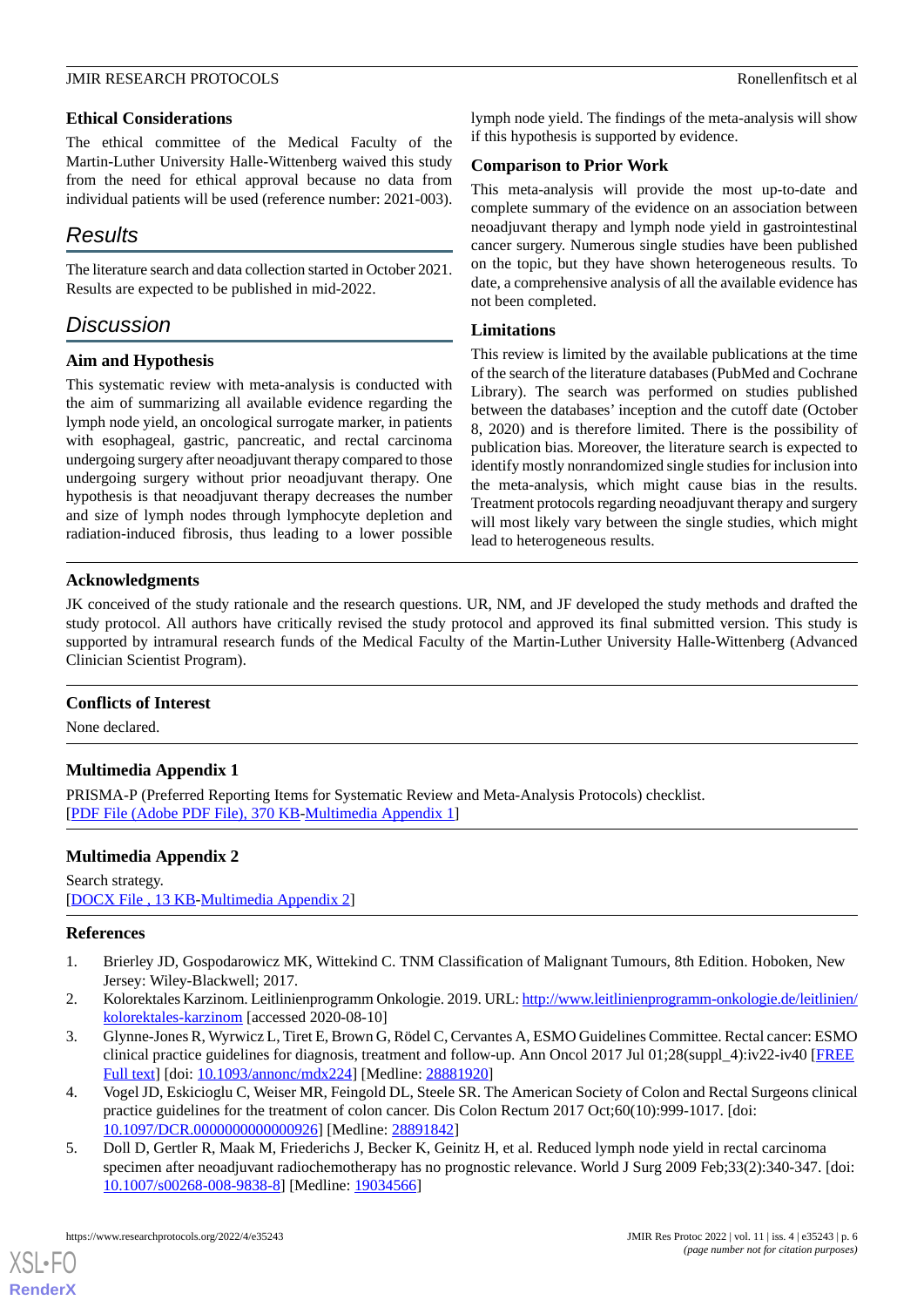### Ethical Considerations

The ethical committee of the Medical Faculty of the Martin-Luther University Halle-Wittenberg waived this study from the need for ethical approval because no data from individual patients will be used (reference number: 2021-003).

## Results

The literature search and data collection started in October 2021. Results are expected to be published in mid-2022.

## Discussion

### Aim and Hypothesis

This systematic review with meta-analysis is conducted with the aim of summarizing all available evidence regarding the lymph node yield, an oncological surrogate marker, in patients with esophageal, gastric, pancreatic, and rectal carcinoma undergoing surgery after neoadjuvant therapy compared to those undergoing surgery without prior neoadjuvant therapy. One hypothesis is that neoadjuvant therapy decreases the number and size of lymph nodes through lymphocyte depletion and radiation-induced fibrosis, thus leading to a lower possible lymph node yield. The findings of the meta-analysis will show if this hypothesis is supported by evidence.

### Comparison to Prior Work

This meta-analysis will provide the most up-to-date and complete summary of the evidence on an association between neoadjuvant therapy and lymph node yield in gastrointestinal cancer surgery. Numerous single studies have been published on the topic, but they have shown heterogeneous results. To date, a comprehensive analysis of all the available evidence has not been completed.

### Limitations

This review is limited by the available publications at the time of the search of the literature databases (PubMed and Cochrane Library). The search was performed on studies published between the databases' inception and the cutoff date (October 8, 2020) and is therefore limited. There is the possibility of publication bias. Moreover, the literature search is expected to identify mostly nonrandomized single studies for inclusion into the meta-analysis, which might cause bias in the results. Treatment protocols regarding neoadjuvant therapy and surgery will most likely vary between the single studies, which might lead to heterogeneous results.

### Acknowledgments

JK conceived of the study rationale and the research questions. UR, NM, and JF developed the study methods and drafted the study protocol. All authors have critically revised the study protocol and approved its final submitted version. This study is supported by intramural research funds of the Medical Faculty of the Martin-Luther University Halle-Wittenberg (Advanced Clinician Scientist Program).

### Conflicts of Interest

None declared.

### Multimedia Appendix 1

PRISMA-P (Preferred Reporting Items for Systematic Review and Meta-Analysis Protocols) checklist.
[PDF File (Adobe PDF File), 370 KB-Multimedia Appendix 1]

### Multimedia Appendix 2

Search strategy.
[DOCX File , 13 KB-Multimedia Appendix 2]

### References

1. Brierley JD, Gospodarowicz MK, Wittekind C. TNM Classification of Malignant Tumours, 8th Edition. Hoboken, New Jersey: Wiley-Blackwell; 2017.
2. Kolorektales Karzinom. Leitlinienprogramm Onkologie. 2019. URL: http://www.leitlinienprogramm-onkologie.de/leitlinien/kolorektales-karzinom [accessed 2020-08-10]
3. Glynne-Jones R, Wyrwicz L, Tiret E, Brown G, Rödel C, Cervantes A, ESMO Guidelines Committee. Rectal cancer: ESMO clinical practice guidelines for diagnosis, treatment and follow-up. Ann Oncol 2017 Jul 01;28(suppl_4):iv22-iv40 [FREE Full text] [doi: 10.1093/annonc/mdx224] [Medline: 28881920]
4. Vogel JD, Eskicioglu C, Weiser MR, Feingold DL, Steele SR. The American Society of Colon and Rectal Surgeons clinical practice guidelines for the treatment of colon cancer. Dis Colon Rectum 2017 Oct;60(10):999-1017. [doi: 10.1097/DCR.0000000000000926] [Medline: 28891842]
5. Doll D, Gertler R, Maak M, Friederichs J, Becker K, Geinitz H, et al. Reduced lymph node yield in rectal carcinoma specimen after neoadjuvant radiochemotherapy has no prognostic relevance. World J Surg 2009 Feb;33(2):340-347. [doi: 10.1007/s00268-008-9838-8] [Medline: 19034566]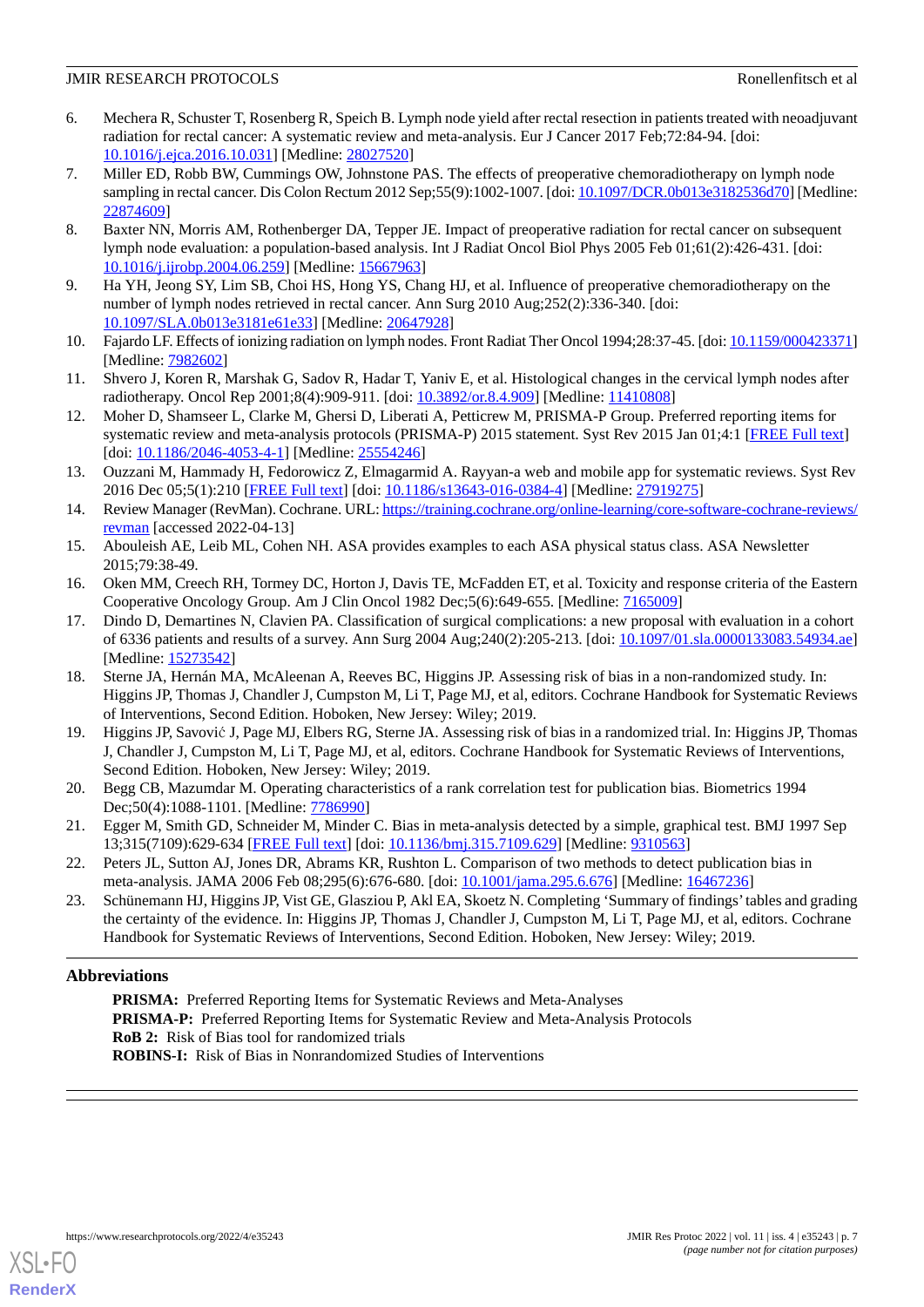6. Mechera R, Schuster T, Rosenberg R, Speich B. Lymph node yield after rectal resection in patients treated with neoadjuvant radiation for rectal cancer: A systematic review and meta-analysis. Eur J Cancer 2017 Feb;72:84-94. [doi: 10.1016/j.ejca.2016.10.031] [Medline: 28027520]
7. Miller ED, Robb BW, Cummings OW, Johnstone PAS. The effects of preoperative chemoradiotherapy on lymph node sampling in rectal cancer. Dis Colon Rectum 2012 Sep;55(9):1002-1007. [doi: 10.1097/DCR.0b013e3182536d70] [Medline: 22874609]
8. Baxter NN, Morris AM, Rothenberger DA, Tepper JE. Impact of preoperative radiation for rectal cancer on subsequent lymph node evaluation: a population-based analysis. Int J Radiat Oncol Biol Phys 2005 Feb 01;61(2):426-431. [doi: 10.1016/j.ijrobp.2004.06.259] [Medline: 15667963]
9. Ha YH, Jeong SY, Lim SB, Choi HS, Hong YS, Chang HJ, et al. Influence of preoperative chemoradiotherapy on the number of lymph nodes retrieved in rectal cancer. Ann Surg 2010 Aug;252(2):336-340. [doi: 10.1097/SLA.0b013e3181e61e33] [Medline: 20647928]
10. Fajardo LF. Effects of ionizing radiation on lymph nodes. Front Radiat Ther Oncol 1994;28:37-45. [doi: 10.1159/000423371] [Medline: 7982602]
11. Shvero J, Koren R, Marshak G, Sadov R, Hadar T, Yaniv E, et al. Histological changes in the cervical lymph nodes after radiotherapy. Oncol Rep 2001;8(4):909-911. [doi: 10.3892/or.8.4.909] [Medline: 11410808]
12. Moher D, Shamseer L, Clarke M, Ghersi D, Liberati A, Petticrew M, PRISMA-P Group. Preferred reporting items for systematic review and meta-analysis protocols (PRISMA-P) 2015 statement. Syst Rev 2015 Jan 01;4:1 [FREE Full text] [doi: 10.1186/2046-4053-4-1] [Medline: 25554246]
13. Ouzzani M, Hammady H, Fedorowicz Z, Elmagarmid A. Rayyan-a web and mobile app for systematic reviews. Syst Rev 2016 Dec 05;5(1):210 [FREE Full text] [doi: 10.1186/s13643-016-0384-4] [Medline: 27919275]
14. Review Manager (RevMan). Cochrane. URL: https://training.cochrane.org/online-learning/core-software-cochrane-reviews/revman [accessed 2022-04-13]
15. Abouleish AE, Leib ML, Cohen NH. ASA provides examples to each ASA physical status class. ASA Newsletter 2015;79:38-49.
16. Oken MM, Creech RH, Tormey DC, Horton J, Davis TE, McFadden ET, et al. Toxicity and response criteria of the Eastern Cooperative Oncology Group. Am J Clin Oncol 1982 Dec;5(6):649-655. [Medline: 7165009]
17. Dindo D, Demartines N, Clavien PA. Classification of surgical complications: a new proposal with evaluation in a cohort of 6336 patients and results of a survey. Ann Surg 2004 Aug;240(2):205-213. [doi: 10.1097/01.sla.0000133083.54934.ae] [Medline: 15273542]
18. Sterne JA, Hernán MA, McAleenan A, Reeves BC, Higgins JP. Assessing risk of bias in a non-randomized study. In: Higgins JP, Thomas J, Chandler J, Cumpston M, Li T, Page MJ, et al, editors. Cochrane Handbook for Systematic Reviews of Interventions, Second Edition. Hoboken, New Jersey: Wiley; 2019.
19. Higgins JP, Savović J, Page MJ, Elbers RG, Sterne JA. Assessing risk of bias in a randomized trial. In: Higgins JP, Thomas J, Chandler J, Cumpston M, Li T, Page MJ, et al, editors. Cochrane Handbook for Systematic Reviews of Interventions, Second Edition. Hoboken, New Jersey: Wiley; 2019.
20. Begg CB, Mazumdar M. Operating characteristics of a rank correlation test for publication bias. Biometrics 1994 Dec;50(4):1088-1101. [Medline: 7786990]
21. Egger M, Smith GD, Schneider M, Minder C. Bias in meta-analysis detected by a simple, graphical test. BMJ 1997 Sep 13;315(7109):629-634 [FREE Full text] [doi: 10.1136/bmj.315.7109.629] [Medline: 9310563]
22. Peters JL, Sutton AJ, Jones DR, Abrams KR, Rushton L. Comparison of two methods to detect publication bias in meta-analysis. JAMA 2006 Feb 08;295(6):676-680. [doi: 10.1001/jama.295.6.676] [Medline: 16467236]
23. Schünemann HJ, Higgins JP, Vist GE, Glasziou P, Akl EA, Skoetz N. Completing 'Summary of findings' tables and grading the certainty of the evidence. In: Higgins JP, Thomas J, Chandler J, Cumpston M, Li T, Page MJ, et al, editors. Cochrane Handbook for Systematic Reviews of Interventions, Second Edition. Hoboken, New Jersey: Wiley; 2019.

## Abbreviations

**PRISMA:** Preferred Reporting Items for Systematic Reviews and Meta-Analyses
**PRISMA-P:** Preferred Reporting Items for Systematic Review and Meta-Analysis Protocols
**RoB 2:** Risk of Bias tool for randomized trials
**ROBINS-I:** Risk of Bias in Nonrandomized Studies of Interventions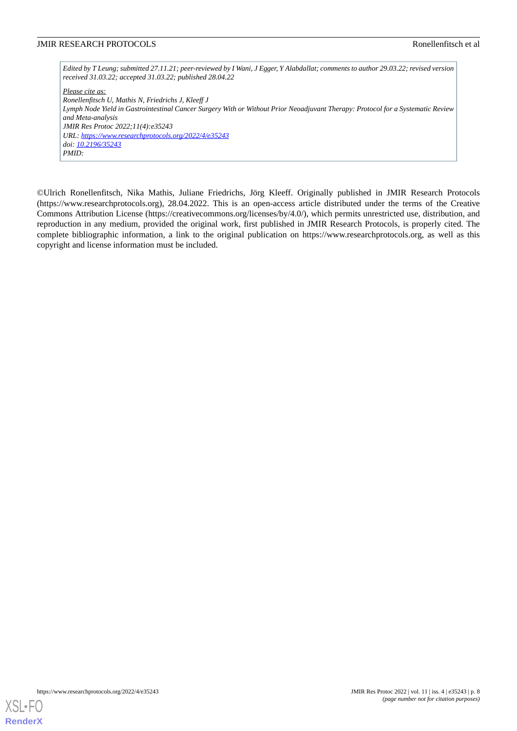*Edited by T Leung; submitted 27.11.21; peer-reviewed by I Wani, J Egger, Y Alabdallat; comments to author 29.03.22; revised version received 31.03.22; accepted 31.03.22; published 28.04.22*

*Please cite as:*
*Ronellenfitsch U, Mathis N, Friedrichs J, Kleeff J*
*Lymph Node Yield in Gastrointestinal Cancer Surgery With or Without Prior Neoadjuvant Therapy: Protocol for a Systematic Review and Meta-analysis*
*JMIR Res Protoc 2022;11(4):e35243*
*URL: https://www.researchprotocols.org/2022/4/e35243*
*doi: 10.2196/35243*
*PMID:*

©Ulrich Ronellenfitsch, Nika Mathis, Juliane Friedrichs, Jörg Kleeff. Originally published in JMIR Research Protocols (https://www.researchprotocols.org), 28.04.2022. This is an open-access article distributed under the terms of the Creative Commons Attribution License (https://creativecommons.org/licenses/by/4.0/), which permits unrestricted use, distribution, and reproduction in any medium, provided the original work, first published in JMIR Research Protocols, is properly cited. The complete bibliographic information, a link to the original publication on https://www.researchprotocols.org, as well as this copyright and license information must be included.